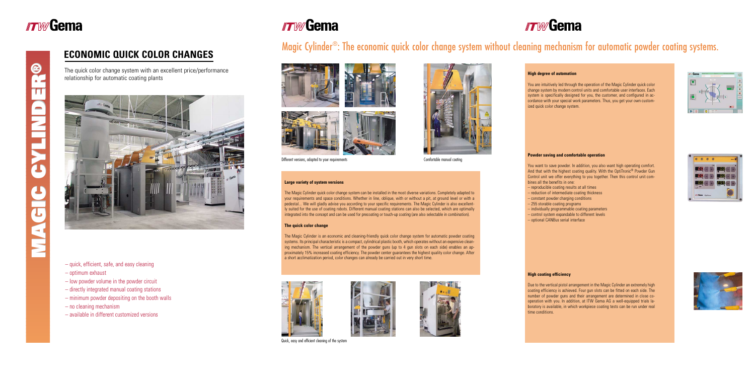# MAGIC CYLINDER®

## ECONOMIC QUICK COLOR CHANGES

The quick color change system with an excellent price/performance relationship for automatic coating plants

- quick, efficient, safe, and easy cleaning
- optimum exhaust
- low powder volume in the powder circuit
- directly integrated manual coating stations
- minimum powder depositing on the booth walls
- no cleaning mechanism
- available in different customized versions

# Magic Cylinder®: The economic quick color change system without cleaning mechanism for automatic powder coating systems.

Different versions, adapted to your requirements

Comfortable manual coating

### Large variety of system versions

The Magic Cylinder quick color change system can be installed in the most diverse variations. Completely adapted to your requirements and space conditions. Whether in line, oblique, with or without a pit, at ground level or with a pedestal... We will gladly advise you according to your specific requirements. The Magic Cylinder is also excellently suited for the use of coating robots. Different manual coating stations can also be selected, which are optimally integrated into the concept and can be used for precoating or touch-up coating (are also selectable in combination).

### The quick color change

The Magic Cylinder is an economic and cleaning-friendly quick color change system for automatic powder coating systems. Its principal characteristic is a compact, cylindrical plastic booth, which operates without an expensive cleaning mechanism. The vertical arrangement of the powder guns (up to 4 gun slots on each side) enables an approximately 15% increased coating efficiency. The powder center guarantees the highest quality color change. After a short acclimatization period, color changes can already be carried out in very short time.

Quick, easy and efficient cleaning of the system

### High degree of automation

You are intuitively led through the operation of the Magic Cylinder quick color change system by modern control units and comfortable user interfaces. Each system is specifically designed for you, the customer, and configured in accordance with your special work parameters. Thus, you get your own customized quick color change system.

### Powder saving and comfortable operation

You want to save powder. In addition, you also want high operating comfort. And that with the highest coating quality. With the OptiTronic® Powder Gun Control unit we offer everything to you together. Then this control unit combines all the benefits in one:

- reproducible coating results at all times
- reduction of intermediate coating thickness
- constant powder charging conditions
- 255 storable coating programs
- individually programmable coating parameters
- control system expandable to different levels
- optional CANBus serial interface

### High coating efficiency

Due to the vertical pistol arrangement in the Magic Cylinder an extremely high coating efficiency is achieved. Four gun slots can be fitted on each side. The number of powder guns and their arrangement are determined in close cooperation with you. In addition, at ITW Gema AG a well-equipped trials laboratory is available, in which workpiece coating tests can be run under real time conditions.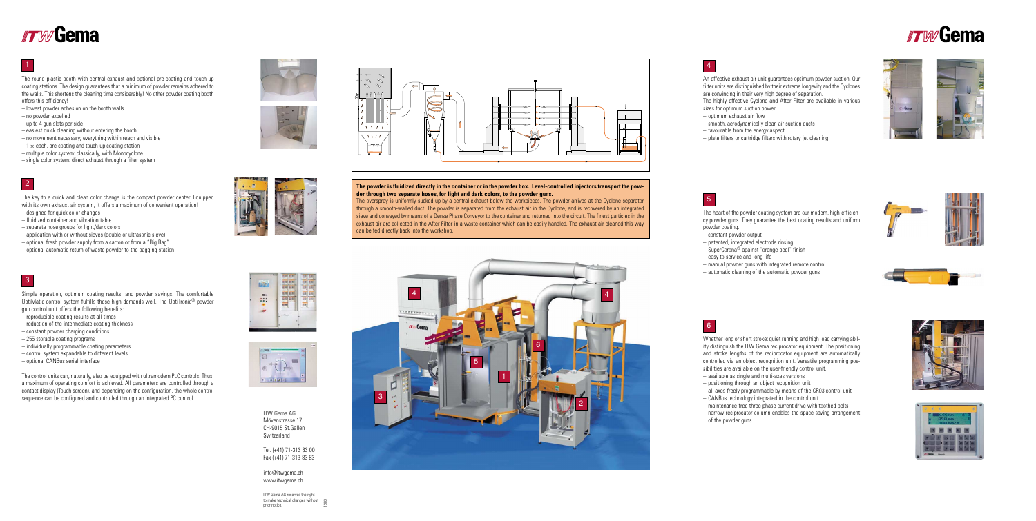# ITW Gema

## 1

The round plastic booth with central exhaust and optional pre-coating and touch-up coating stations. The design guarantees that a minimum of powder remains adhered to the walls. This shortens the cleaning time considerably! No other powder coating booth offers this efficiency!

- lowest powder adhesion on the booth walls
- no powder expelled
- up to 4 gun slots per side
- easiest quick cleaning without entering the booth
- no movement necessary, everything within reach and visible
- 1 × each, pre-coating and touch-up coating station
- multiple color system: classically, with Monocyclone
- single color system: direct exhaust through a filter system

## 2

The key to a quick and clean color change is the compact powder center. Equipped with its own exhaust air system, it offers a maximum of convenient operation!

- designed for quick color changes
- fluidized container and vibration table
- separate hose groups for light/dark colors
- application with or without sieves (double or ultrasonic sieve)
- optional fresh powder supply from a carton or from a "Big Bag"
- optional automatic return of waste powder to the bagging station

## 3

Simple operation, optimum coating results, and powder savings. The comfortable OptiMatic control system fulfills these high demands well. The OptiTronic® powder gun control unit offers the following benefits:

- reproducible coating results at all times
- reduction of the intermediate coating thickness
- constant powder charging conditions
- 255 storable coating programs
- individually programmable coating parameters
- control system expandable to different levels
- optional CANBus serial interface

The control units can, naturally, also be equipped with ultramodern PLC controls. Thus, a maximum of operating comfort is achieved. All parameters are controlled through a contact display (Touch screen), and depending on the configuration, the whole control sequence can be configured and controlled through an integrated PC control.

**The powder is fluidized directly in the container or in the powder box. Level-controlled injectors transport the powder through two separate hoses, for light and dark colors, to the powder guns.**

The overspray is uniformly sucked up by a central exhaust below the workpieces. The powder arrives at the Cyclone separator through a smooth-walled duct. The powder is separated from the exhaust air in the Cyclone, and is recovered by an integrated sieve and conveyed by means of a Dense Phase Conveyor to the container and returned into the circuit. The finest particles in the exhaust air are collected in the After Filter in a waste container which can be easily handled. The exhaust air cleaned this way can be fed directly back into the workshop.

ITW Gema AG
Mövenstrasse 17
CH-9015 St.Gallen
Switzerland

Tel. (+41) 71-313 83 00
Fax (+41) 71-313 83 83

info@itwgema.ch
www.itwgema.ch

ITW Gema AG reserves the right to make technical changes without prior notice.

1903

## 4

An effective exhaust air unit guarantees optimum powder suction. Our filter units are distinguished by their extreme longevity and the Cyclones are convincing in their very high degree of separation.

The highly effective Cyclone and After Filter are available in various sizes for optimum suction power.

- optimum exhaust air flow
- smooth, aerodynamically clean air suction ducts
- favourable from the energy aspect
- plate filters or cartridge filters with rotary jet cleaning

## 5

The heart of the powder coating system are our modern, high-efficiency powder guns. They guarantee the best coating results and uniform powder coating.

- constant powder output
- patented, integrated electrode rinsing
- SuperCorona® against "orange peel" finish
- easy to service and long-life
- manual powder guns with integrated remote control
- automatic cleaning of the automatic powder guns

## 6

Whether long or short stroke: quiet running and high load carrying ability distinguish the ITW Gema reciprocator equipment. The positioning and stroke lengths of the reciprocator equipment are automatically controlled via an object recognition unit. Versatile programming possibilities are available on the user-friendly control unit.

- available as single and multi-axes versions
- positioning through an object recognition unit
- all axes freely programmable by means of the CR03 control unit
- CANBus technology integrated in the control unit
- maintenance-free three-phase current drive with toothed belts
- narrow reciprocator column enables the space-saving arrangement of the powder guns